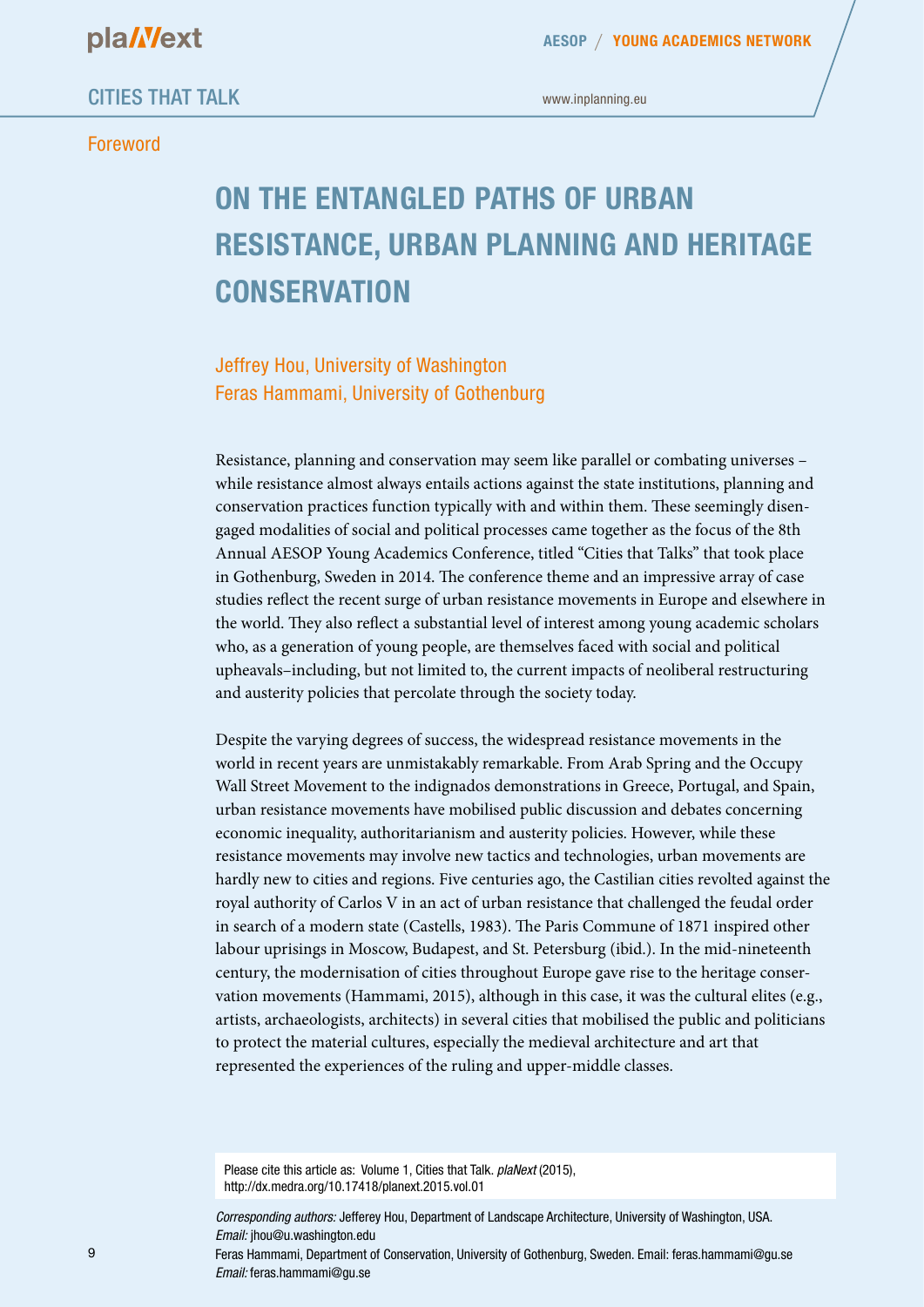Foreword

# ON THE ENTANGLED PATHS OF URBAN RESISTANCE, URBAN PLANNING AND HERITAGE CONSERVATION

Jeffrey Hou, University of Washington
Feras Hammami, University of Gothenburg

Resistance, planning and conservation may seem like parallel or combating universes – while resistance almost always entails actions against the state institutions, planning and conservation practices function typically with and within them. These seemingly disengaged modalities of social and political processes came together as the focus of the 8th Annual AESOP Young Academics Conference, titled "Cities that Talks" that took place in Gothenburg, Sweden in 2014. The conference theme and an impressive array of case studies reflect the recent surge of urban resistance movements in Europe and elsewhere in the world. They also reflect a substantial level of interest among young academic scholars who, as a generation of young people, are themselves faced with social and political upheavals–including, but not limited to, the current impacts of neoliberal restructuring and austerity policies that percolate through the society today.

Despite the varying degrees of success, the widespread resistance movements in the world in recent years are unmistakably remarkable. From Arab Spring and the Occupy Wall Street Movement to the indignados demonstrations in Greece, Portugal, and Spain, urban resistance movements have mobilised public discussion and debates concerning economic inequality, authoritarianism and austerity policies. However, while these resistance movements may involve new tactics and technologies, urban movements are hardly new to cities and regions. Five centuries ago, the Castilian cities revolted against the royal authority of Carlos V in an act of urban resistance that challenged the feudal order in search of a modern state (Castells, 1983). The Paris Commune of 1871 inspired other labour uprisings in Moscow, Budapest, and St. Petersburg (ibid.). In the mid-nineteenth century, the modernisation of cities throughout Europe gave rise to the heritage conservation movements (Hammami, 2015), although in this case, it was the cultural elites (e.g., artists, archaeologists, architects) in several cities that mobilised the public and politicians to protect the material cultures, especially the medieval architecture and art that represented the experiences of the ruling and upper-middle classes.

Please cite this article as: Volume 1, Cities that Talk. *plaNext* (2015), http://dx.medra.org/10.17418/planext.2015.vol.01

*Corresponding authors:* Jefferey Hou, Department of Landscape Architecture, University of Washington, USA. *Email:* jhou@u.washington.edu
Feras Hammami, Department of Conservation, University of Gothenburg, Sweden. Email: feras.hammami@gu.se *Email:* feras.hammami@gu.se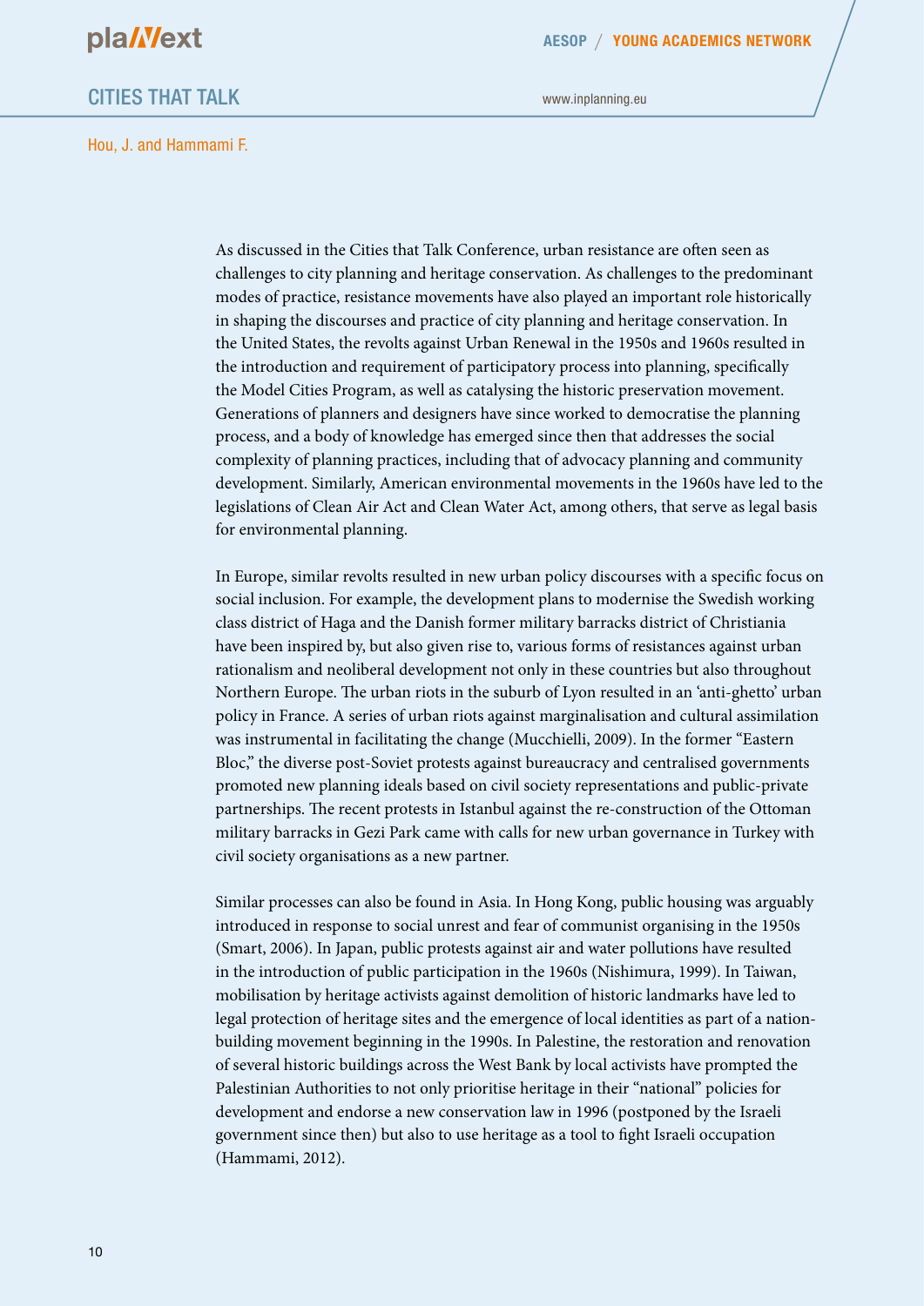As discussed in the Cities that Talk Conference, urban resistance are often seen as challenges to city planning and heritage conservation. As challenges to the predominant modes of practice, resistance movements have also played an important role historically in shaping the discourses and practice of city planning and heritage conservation. In the United States, the revolts against Urban Renewal in the 1950s and 1960s resulted in the introduction and requirement of participatory process into planning, specifically the Model Cities Program, as well as catalysing the historic preservation movement. Generations of planners and designers have since worked to democratise the planning process, and a body of knowledge has emerged since then that addresses the social complexity of planning practices, including that of advocacy planning and community development. Similarly, American environmental movements in the 1960s have led to the legislations of Clean Air Act and Clean Water Act, among others, that serve as legal basis for environmental planning.

In Europe, similar revolts resulted in new urban policy discourses with a specific focus on social inclusion. For example, the development plans to modernise the Swedish working class district of Haga and the Danish former military barracks district of Christiania have been inspired by, but also given rise to, various forms of resistances against urban rationalism and neoliberal development not only in these countries but also throughout Northern Europe. The urban riots in the suburb of Lyon resulted in an 'anti-ghetto' urban policy in France. A series of urban riots against marginalisation and cultural assimilation was instrumental in facilitating the change (Mucchielli, 2009). In the former "Eastern Bloc," the diverse post-Soviet protests against bureaucracy and centralised governments promoted new planning ideals based on civil society representations and public-private partnerships. The recent protests in Istanbul against the re-construction of the Ottoman military barracks in Gezi Park came with calls for new urban governance in Turkey with civil society organisations as a new partner.

Similar processes can also be found in Asia. In Hong Kong, public housing was arguably introduced in response to social unrest and fear of communist organising in the 1950s (Smart, 2006). In Japan, public protests against air and water pollutions have resulted in the introduction of public participation in the 1960s (Nishimura, 1999). In Taiwan, mobilisation by heritage activists against demolition of historic landmarks have led to legal protection of heritage sites and the emergence of local identities as part of a nation-building movement beginning in the 1990s. In Palestine, the restoration and renovation of several historic buildings across the West Bank by local activists have prompted the Palestinian Authorities to not only prioritise heritage in their "national" policies for development and endorse a new conservation law in 1996 (postponed by the Israeli government since then) but also to use heritage as a tool to fight Israeli occupation (Hammami, 2012).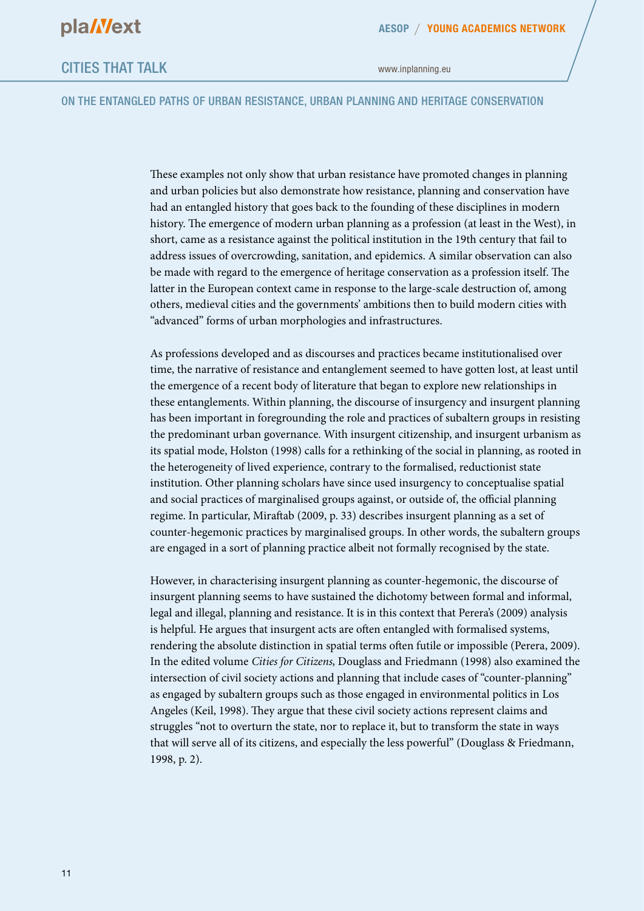These examples not only show that urban resistance have promoted changes in planning and urban policies but also demonstrate how resistance, planning and conservation have had an entangled history that goes back to the founding of these disciplines in modern history. The emergence of modern urban planning as a profession (at least in the West), in short, came as a resistance against the political institution in the 19th century that fail to address issues of overcrowding, sanitation, and epidemics. A similar observation can also be made with regard to the emergence of heritage conservation as a profession itself. The latter in the European context came in response to the large-scale destruction of, among others, medieval cities and the governments' ambitions then to build modern cities with "advanced" forms of urban morphologies and infrastructures.

As professions developed and as discourses and practices became institutionalised over time, the narrative of resistance and entanglement seemed to have gotten lost, at least until the emergence of a recent body of literature that began to explore new relationships in these entanglements. Within planning, the discourse of insurgency and insurgent planning has been important in foregrounding the role and practices of subaltern groups in resisting the predominant urban governance. With insurgent citizenship, and insurgent urbanism as its spatial mode, Holston (1998) calls for a rethinking of the social in planning, as rooted in the heterogeneity of lived experience, contrary to the formalised, reductionist state institution. Other planning scholars have since used insurgency to conceptualise spatial and social practices of marginalised groups against, or outside of, the official planning regime. In particular, Miraftab (2009, p. 33) describes insurgent planning as a set of counter-hegemonic practices by marginalised groups. In other words, the subaltern groups are engaged in a sort of planning practice albeit not formally recognised by the state.

However, in characterising insurgent planning as counter-hegemonic, the discourse of insurgent planning seems to have sustained the dichotomy between formal and informal, legal and illegal, planning and resistance. It is in this context that Perera's (2009) analysis is helpful. He argues that insurgent acts are often entangled with formalised systems, rendering the absolute distinction in spatial terms often futile or impossible (Perera, 2009). In the edited volume *Cities for Citizens,* Douglass and Friedmann (1998) also examined the intersection of civil society actions and planning that include cases of "counter-planning" as engaged by subaltern groups such as those engaged in environmental politics in Los Angeles (Keil, 1998). They argue that these civil society actions represent claims and struggles "not to overturn the state, nor to replace it, but to transform the state in ways that will serve all of its citizens, and especially the less powerful" (Douglass & Friedmann, 1998, p. 2).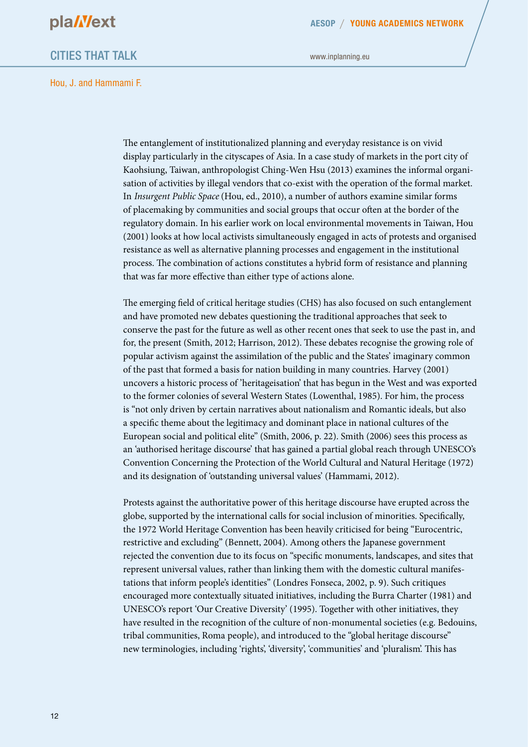The entanglement of institutionalized planning and everyday resistance is on vivid display particularly in the cityscapes of Asia. In a case study of markets in the port city of Kaohsiung, Taiwan, anthropologist Ching-Wen Hsu (2013) examines the informal organisation of activities by illegal vendors that co-exist with the operation of the formal market. In *Insurgent Public Space* (Hou, ed., 2010), a number of authors examine similar forms of placemaking by communities and social groups that occur often at the border of the regulatory domain. In his earlier work on local environmental movements in Taiwan, Hou (2001) looks at how local activists simultaneously engaged in acts of protests and organised resistance as well as alternative planning processes and engagement in the institutional process. The combination of actions constitutes a hybrid form of resistance and planning that was far more effective than either type of actions alone.

The emerging field of critical heritage studies (CHS) has also focused on such entanglement and have promoted new debates questioning the traditional approaches that seek to conserve the past for the future as well as other recent ones that seek to use the past in, and for, the present (Smith, 2012; Harrison, 2012). These debates recognise the growing role of popular activism against the assimilation of the public and the States' imaginary common of the past that formed a basis for nation building in many countries. Harvey (2001) uncovers a historic process of 'heritageisation' that has begun in the West and was exported to the former colonies of several Western States (Lowenthal, 1985). For him, the process is "not only driven by certain narratives about nationalism and Romantic ideals, but also a specific theme about the legitimacy and dominant place in national cultures of the European social and political elite" (Smith, 2006, p. 22). Smith (2006) sees this process as an 'authorised heritage discourse' that has gained a partial global reach through UNESCO's Convention Concerning the Protection of the World Cultural and Natural Heritage (1972) and its designation of 'outstanding universal values' (Hammami, 2012).

Protests against the authoritative power of this heritage discourse have erupted across the globe, supported by the international calls for social inclusion of minorities. Specifically, the 1972 World Heritage Convention has been heavily criticised for being "Eurocentric, restrictive and excluding" (Bennett, 2004). Among others the Japanese government rejected the convention due to its focus on "specific monuments, landscapes, and sites that represent universal values, rather than linking them with the domestic cultural manifestations that inform people's identities" (Londres Fonseca, 2002, p. 9). Such critiques encouraged more contextually situated initiatives, including the Burra Charter (1981) and UNESCO's report 'Our Creative Diversity' (1995). Together with other initiatives, they have resulted in the recognition of the culture of non-monumental societies (e.g. Bedouins, tribal communities, Roma people), and introduced to the "global heritage discourse" new terminologies, including 'rights', 'diversity', 'communities' and 'pluralism'. This has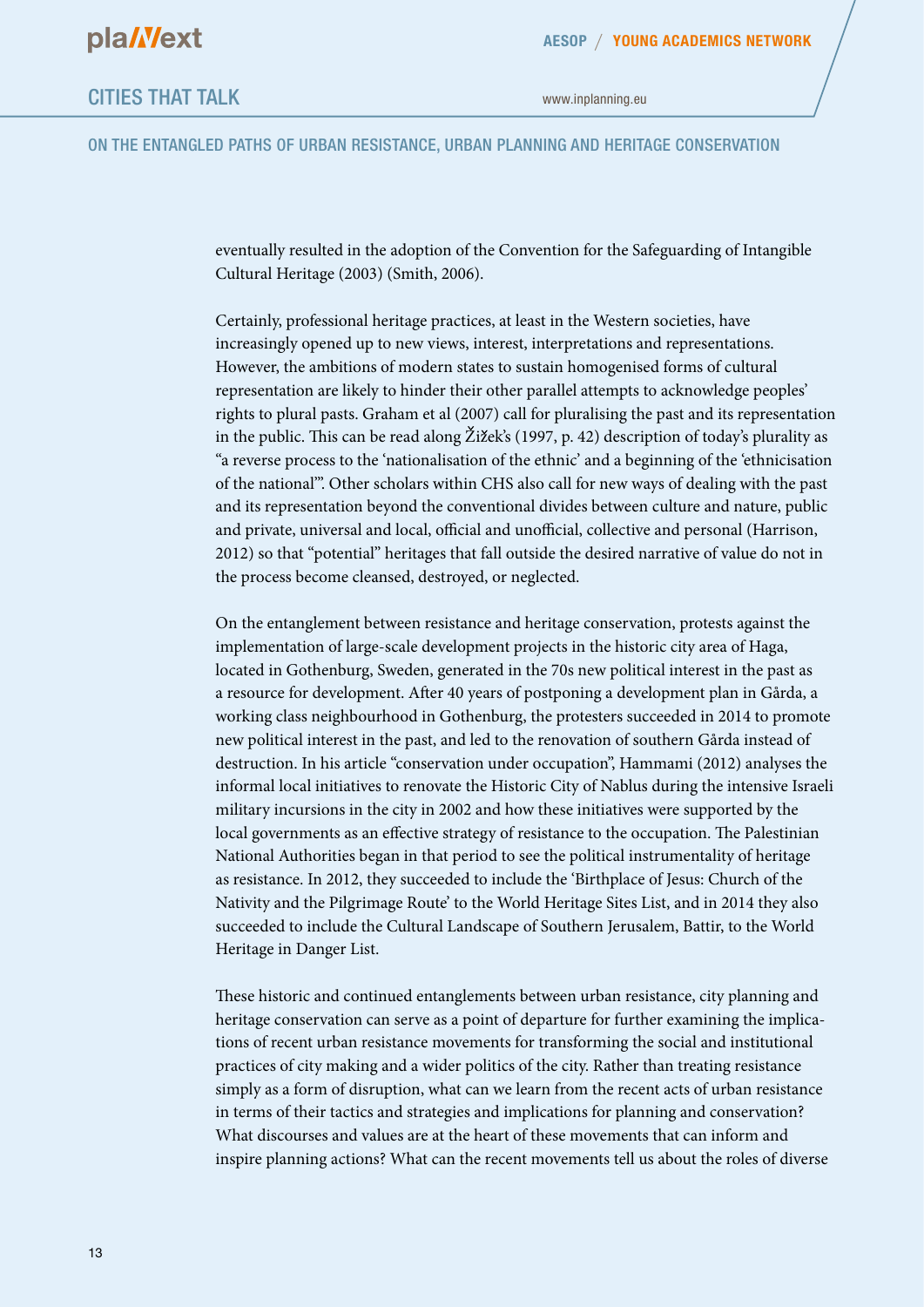eventually resulted in the adoption of the Convention for the Safeguarding of Intangible Cultural Heritage (2003) (Smith, 2006).

Certainly, professional heritage practices, at least in the Western societies, have increasingly opened up to new views, interest, interpretations and representations. However, the ambitions of modern states to sustain homogenised forms of cultural representation are likely to hinder their other parallel attempts to acknowledge peoples' rights to plural pasts. Graham et al (2007) call for pluralising the past and its representation in the public. This can be read along Žižek's (1997, p. 42) description of today's plurality as "a reverse process to the 'nationalisation of the ethnic' and a beginning of the 'ethnicisation of the national'". Other scholars within CHS also call for new ways of dealing with the past and its representation beyond the conventional divides between culture and nature, public and private, universal and local, official and unofficial, collective and personal (Harrison, 2012) so that "potential" heritages that fall outside the desired narrative of value do not in the process become cleansed, destroyed, or neglected.

On the entanglement between resistance and heritage conservation, protests against the implementation of large-scale development projects in the historic city area of Haga, located in Gothenburg, Sweden, generated in the 70s new political interest in the past as a resource for development. After 40 years of postponing a development plan in Gårda, a working class neighbourhood in Gothenburg, the protesters succeeded in 2014 to promote new political interest in the past, and led to the renovation of southern Gårda instead of destruction. In his article "conservation under occupation", Hammami (2012) analyses the informal local initiatives to renovate the Historic City of Nablus during the intensive Israeli military incursions in the city in 2002 and how these initiatives were supported by the local governments as an effective strategy of resistance to the occupation. The Palestinian National Authorities began in that period to see the political instrumentality of heritage as resistance. In 2012, they succeeded to include the 'Birthplace of Jesus: Church of the Nativity and the Pilgrimage Route' to the World Heritage Sites List, and in 2014 they also succeeded to include the Cultural Landscape of Southern Jerusalem, Battir, to the World Heritage in Danger List.

These historic and continued entanglements between urban resistance, city planning and heritage conservation can serve as a point of departure for further examining the implications of recent urban resistance movements for transforming the social and institutional practices of city making and a wider politics of the city. Rather than treating resistance simply as a form of disruption, what can we learn from the recent acts of urban resistance in terms of their tactics and strategies and implications for planning and conservation? What discourses and values are at the heart of these movements that can inform and inspire planning actions? What can the recent movements tell us about the roles of diverse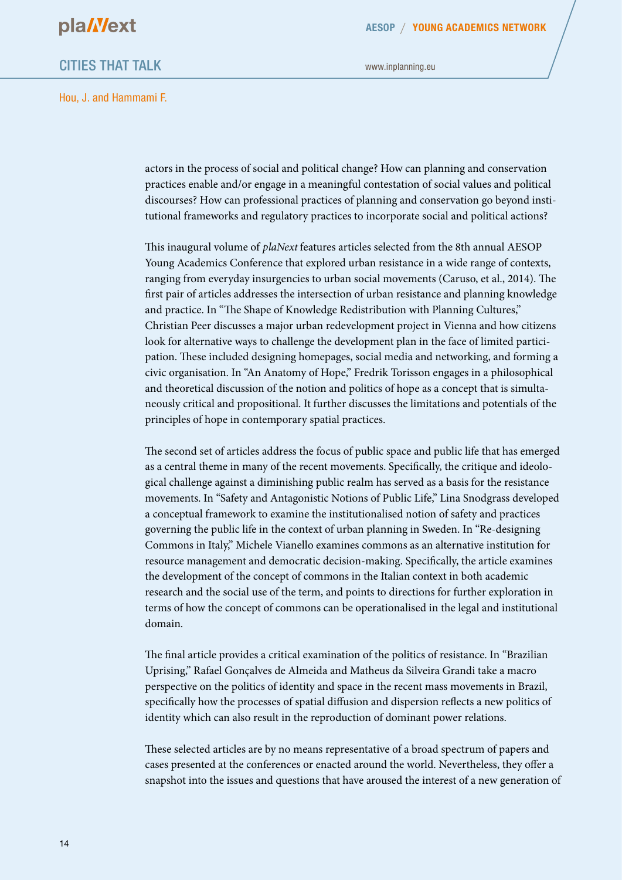actors in the process of social and political change? How can planning and conservation practices enable and/or engage in a meaningful contestation of social values and political discourses? How can professional practices of planning and conservation go beyond institutional frameworks and regulatory practices to incorporate social and political actions?

This inaugural volume of *plaNext* features articles selected from the 8th annual AESOP Young Academics Conference that explored urban resistance in a wide range of contexts, ranging from everyday insurgencies to urban social movements (Caruso, et al., 2014). The first pair of articles addresses the intersection of urban resistance and planning knowledge and practice. In "The Shape of Knowledge Redistribution with Planning Cultures," Christian Peer discusses a major urban redevelopment project in Vienna and how citizens look for alternative ways to challenge the development plan in the face of limited participation. These included designing homepages, social media and networking, and forming a civic organisation. In "An Anatomy of Hope," Fredrik Torisson engages in a philosophical and theoretical discussion of the notion and politics of hope as a concept that is simultaneously critical and propositional. It further discusses the limitations and potentials of the principles of hope in contemporary spatial practices.

The second set of articles address the focus of public space and public life that has emerged as a central theme in many of the recent movements. Specifically, the critique and ideological challenge against a diminishing public realm has served as a basis for the resistance movements. In "Safety and Antagonistic Notions of Public Life," Lina Snodgrass developed a conceptual framework to examine the institutionalised notion of safety and practices governing the public life in the context of urban planning in Sweden. In "Re-designing Commons in Italy," Michele Vianello examines commons as an alternative institution for resource management and democratic decision-making. Specifically, the article examines the development of the concept of commons in the Italian context in both academic research and the social use of the term, and points to directions for further exploration in terms of how the concept of commons can be operationalised in the legal and institutional domain.

The final article provides a critical examination of the politics of resistance. In "Brazilian Uprising," Rafael Gonçalves de Almeida and Matheus da Silveira Grandi take a macro perspective on the politics of identity and space in the recent mass movements in Brazil, specifically how the processes of spatial diffusion and dispersion reflects a new politics of identity which can also result in the reproduction of dominant power relations.

These selected articles are by no means representative of a broad spectrum of papers and cases presented at the conferences or enacted around the world. Nevertheless, they offer a snapshot into the issues and questions that have aroused the interest of a new generation of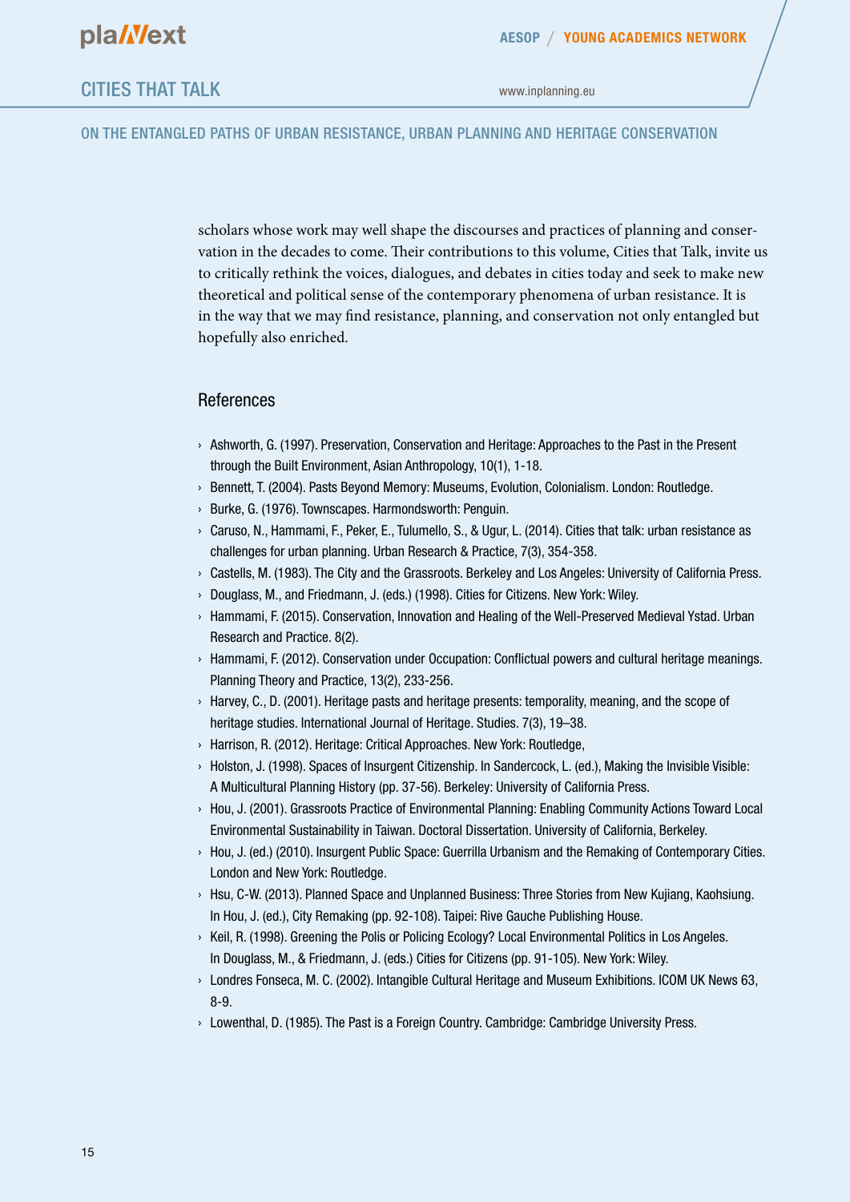scholars whose work may well shape the discourses and practices of planning and conservation in the decades to come. Their contributions to this volume, Cities that Talk, invite us to critically rethink the voices, dialogues, and debates in cities today and seek to make new theoretical and political sense of the contemporary phenomena of urban resistance. It is in the way that we may find resistance, planning, and conservation not only entangled but hopefully also enriched.

## References

- Ashworth, G. (1997). Preservation, Conservation and Heritage: Approaches to the Past in the Present through the Built Environment, Asian Anthropology, 10(1), 1-18.
- Bennett, T. (2004). Pasts Beyond Memory: Museums, Evolution, Colonialism. London: Routledge.
- Burke, G. (1976). Townscapes. Harmondsworth: Penguin.
- Caruso, N., Hammami, F., Peker, E., Tulumello, S., & Ugur, L. (2014). Cities that talk: urban resistance as challenges for urban planning. Urban Research & Practice, 7(3), 354-358.
- Castells, M. (1983). The City and the Grassroots. Berkeley and Los Angeles: University of California Press.
- Douglass, M., and Friedmann, J. (eds.) (1998). Cities for Citizens. New York: Wiley.
- Hammami, F. (2015). Conservation, Innovation and Healing of the Well-Preserved Medieval Ystad. Urban Research and Practice. 8(2).
- Hammami, F. (2012). Conservation under Occupation: Conflictual powers and cultural heritage meanings. Planning Theory and Practice, 13(2), 233-256.
- Harvey, C., D. (2001). Heritage pasts and heritage presents: temporality, meaning, and the scope of heritage studies. International Journal of Heritage. Studies. 7(3), 19–38.
- Harrison, R. (2012). Heritage: Critical Approaches. New York: Routledge,
- Holston, J. (1998). Spaces of Insurgent Citizenship. In Sandercock, L. (ed.), Making the Invisible Visible: A Multicultural Planning History (pp. 37-56). Berkeley: University of California Press.
- Hou, J. (2001). Grassroots Practice of Environmental Planning: Enabling Community Actions Toward Local Environmental Sustainability in Taiwan. Doctoral Dissertation. University of California, Berkeley.
- Hou, J. (ed.) (2010). Insurgent Public Space: Guerrilla Urbanism and the Remaking of Contemporary Cities. London and New York: Routledge.
- Hsu, C-W. (2013). Planned Space and Unplanned Business: Three Stories from New Kujiang, Kaohsiung. In Hou, J. (ed.), City Remaking (pp. 92-108). Taipei: Rive Gauche Publishing House.
- Keil, R. (1998). Greening the Polis or Policing Ecology? Local Environmental Politics in Los Angeles. In Douglass, M., & Friedmann, J. (eds.) Cities for Citizens (pp. 91-105). New York: Wiley.
- Londres Fonseca, M. C. (2002). Intangible Cultural Heritage and Museum Exhibitions. ICOM UK News 63, 8-9.
- Lowenthal, D. (1985). The Past is a Foreign Country. Cambridge: Cambridge University Press.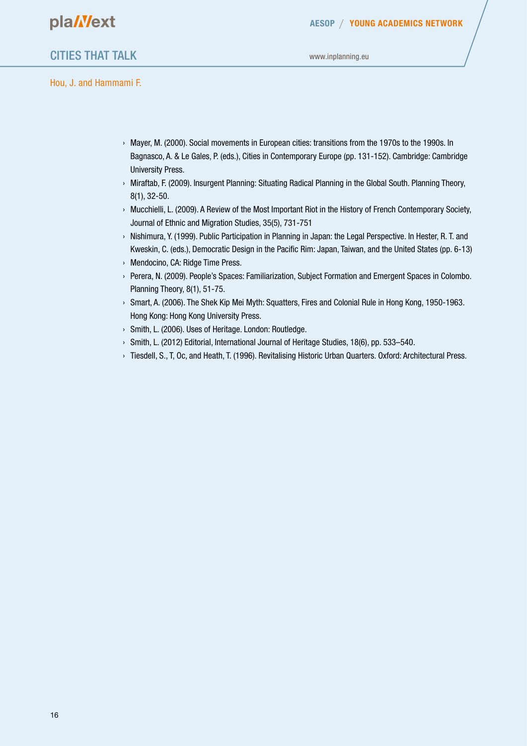- Mayer, M. (2000). Social movements in European cities: transitions from the 1970s to the 1990s. In Bagnasco, A. & Le Gales, P. (eds.), Cities in Contemporary Europe (pp. 131-152). Cambridge: Cambridge University Press.
- Miraftab, F. (2009). Insurgent Planning: Situating Radical Planning in the Global South. Planning Theory, 8(1), 32-50.
- Mucchielli, L. (2009). A Review of the Most Important Riot in the History of French Contemporary Society, Journal of Ethnic and Migration Studies, 35(5), 731-751
- Nishimura, Y. (1999). Public Participation in Planning in Japan: the Legal Perspective. In Hester, R. T. and Kweskin, C. (eds.), Democratic Design in the Pacific Rim: Japan, Taiwan, and the United States (pp. 6-13)
- Mendocino, CA: Ridge Time Press.
- Perera, N. (2009). People's Spaces: Familiarization, Subject Formation and Emergent Spaces in Colombo. Planning Theory, 8(1), 51-75.
- Smart, A. (2006). The Shek Kip Mei Myth: Squatters, Fires and Colonial Rule in Hong Kong, 1950-1963. Hong Kong: Hong Kong University Press.
- Smith, L. (2006). Uses of Heritage. London: Routledge.
- Smith, L. (2012) Editorial, International Journal of Heritage Studies, 18(6), pp. 533–540.
- Tiesdell, S., T, Oc, and Heath, T. (1996). Revitalising Historic Urban Quarters. Oxford: Architectural Press.